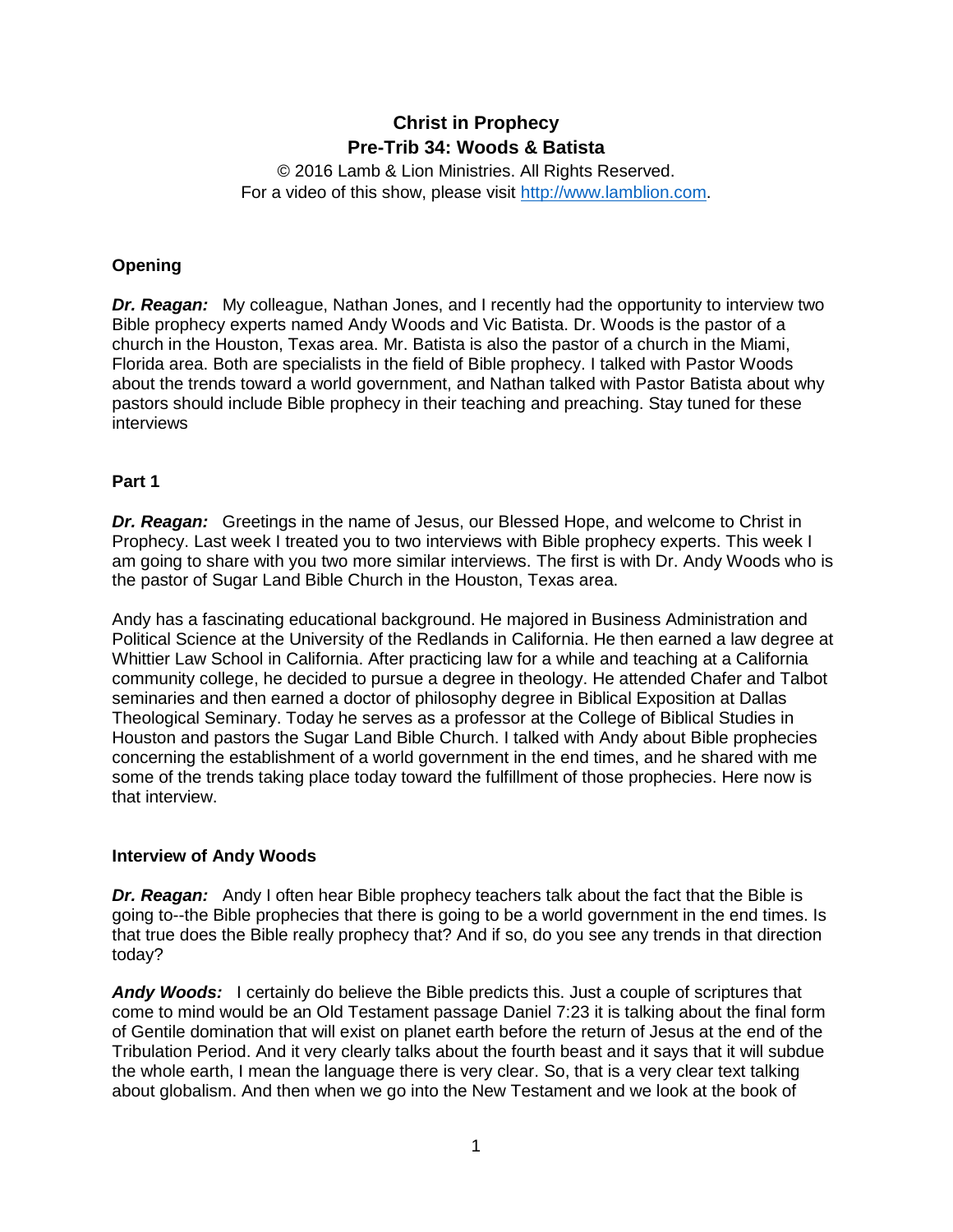# Christ in Prophecy
## Pre-Trib 34: Woods & Batista

© 2016 Lamb & Lion Ministries. All Rights Reserved.
For a video of this show, please visit http://www.lamblion.com.

### Opening

***Dr. Reagan:*** My colleague, Nathan Jones, and I recently had the opportunity to interview two Bible prophecy experts named Andy Woods and Vic Batista. Dr. Woods is the pastor of a church in the Houston, Texas area. Mr. Batista is also the pastor of a church in the Miami, Florida area. Both are specialists in the field of Bible prophecy. I talked with Pastor Woods about the trends toward a world government, and Nathan talked with Pastor Batista about why pastors should include Bible prophecy in their teaching and preaching. Stay tuned for these interviews

### Part 1

***Dr. Reagan:*** Greetings in the name of Jesus, our Blessed Hope, and welcome to Christ in Prophecy. Last week I treated you to two interviews with Bible prophecy experts. This week I am going to share with you two more similar interviews. The first is with Dr. Andy Woods who is the pastor of Sugar Land Bible Church in the Houston, Texas area.

Andy has a fascinating educational background. He majored in Business Administration and Political Science at the University of the Redlands in California. He then earned a law degree at Whittier Law School in California. After practicing law for a while and teaching at a California community college, he decided to pursue a degree in theology. He attended Chafer and Talbot seminaries and then earned a doctor of philosophy degree in Biblical Exposition at Dallas Theological Seminary. Today he serves as a professor at the College of Biblical Studies in Houston and pastors the Sugar Land Bible Church. I talked with Andy about Bible prophecies concerning the establishment of a world government in the end times, and he shared with me some of the trends taking place today toward the fulfillment of those prophecies. Here now is that interview.

### Interview of Andy Woods

***Dr. Reagan:*** Andy I often hear Bible prophecy teachers talk about the fact that the Bible is going to--the Bible prophecies that there is going to be a world government in the end times. Is that true does the Bible really prophecy that? And if so, do you see any trends in that direction today?

***Andy Woods:*** I certainly do believe the Bible predicts this. Just a couple of scriptures that come to mind would be an Old Testament passage Daniel 7:23 it is talking about the final form of Gentile domination that will exist on planet earth before the return of Jesus at the end of the Tribulation Period. And it very clearly talks about the fourth beast and it says that it will subdue the whole earth, I mean the language there is very clear. So, that is a very clear text talking about globalism. And then when we go into the New Testament and we look at the book of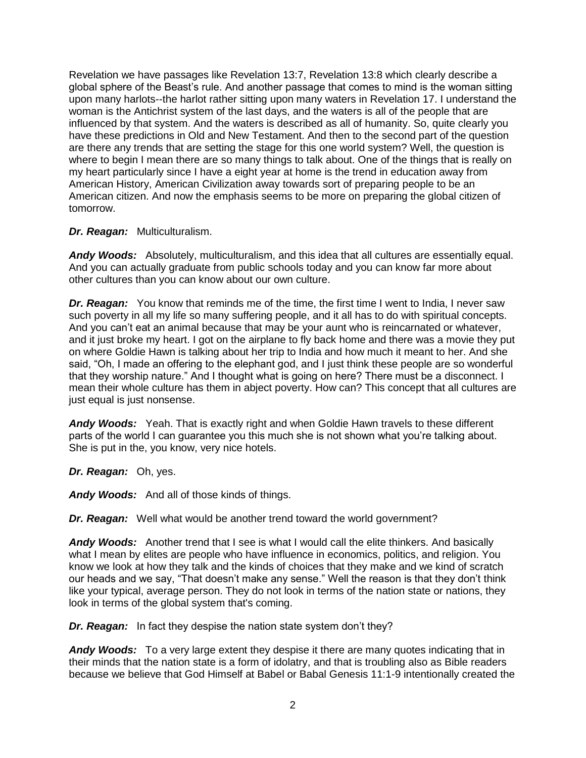Revelation we have passages like Revelation 13:7, Revelation 13:8 which clearly describe a global sphere of the Beast's rule. And another passage that comes to mind is the woman sitting upon many harlots--the harlot rather sitting upon many waters in Revelation 17. I understand the woman is the Antichrist system of the last days, and the waters is all of the people that are influenced by that system. And the waters is described as all of humanity. So, quite clearly you have these predictions in Old and New Testament. And then to the second part of the question are there any trends that are setting the stage for this one world system? Well, the question is where to begin I mean there are so many things to talk about. One of the things that is really on my heart particularly since I have a eight year at home is the trend in education away from American History, American Civilization away towards sort of preparing people to be an American citizen. And now the emphasis seems to be more on preparing the global citizen of tomorrow.

***Dr. Reagan:*** Multiculturalism.

***Andy Woods:*** Absolutely, multiculturalism, and this idea that all cultures are essentially equal. And you can actually graduate from public schools today and you can know far more about other cultures than you can know about our own culture.

***Dr. Reagan:*** You know that reminds me of the time, the first time I went to India, I never saw such poverty in all my life so many suffering people, and it all has to do with spiritual concepts. And you can't eat an animal because that may be your aunt who is reincarnated or whatever, and it just broke my heart. I got on the airplane to fly back home and there was a movie they put on where Goldie Hawn is talking about her trip to India and how much it meant to her. And she said, "Oh, I made an offering to the elephant god, and I just think these people are so wonderful that they worship nature." And I thought what is going on here? There must be a disconnect. I mean their whole culture has them in abject poverty. How can? This concept that all cultures are just equal is just nonsense.

***Andy Woods:*** Yeah. That is exactly right and when Goldie Hawn travels to these different parts of the world I can guarantee you this much she is not shown what you're talking about. She is put in the, you know, very nice hotels.

***Dr. Reagan:*** Oh, yes.

***Andy Woods:*** And all of those kinds of things.

***Dr. Reagan:*** Well what would be another trend toward the world government?

***Andy Woods:*** Another trend that I see is what I would call the elite thinkers. And basically what I mean by elites are people who have influence in economics, politics, and religion. You know we look at how they talk and the kinds of choices that they make and we kind of scratch our heads and we say, "That doesn't make any sense." Well the reason is that they don't think like your typical, average person. They do not look in terms of the nation state or nations, they look in terms of the global system that's coming.

***Dr. Reagan:*** In fact they despise the nation state system don't they?

***Andy Woods:*** To a very large extent they despise it there are many quotes indicating that in their minds that the nation state is a form of idolatry, and that is troubling also as Bible readers because we believe that God Himself at Babel or Babal Genesis 11:1-9 intentionally created the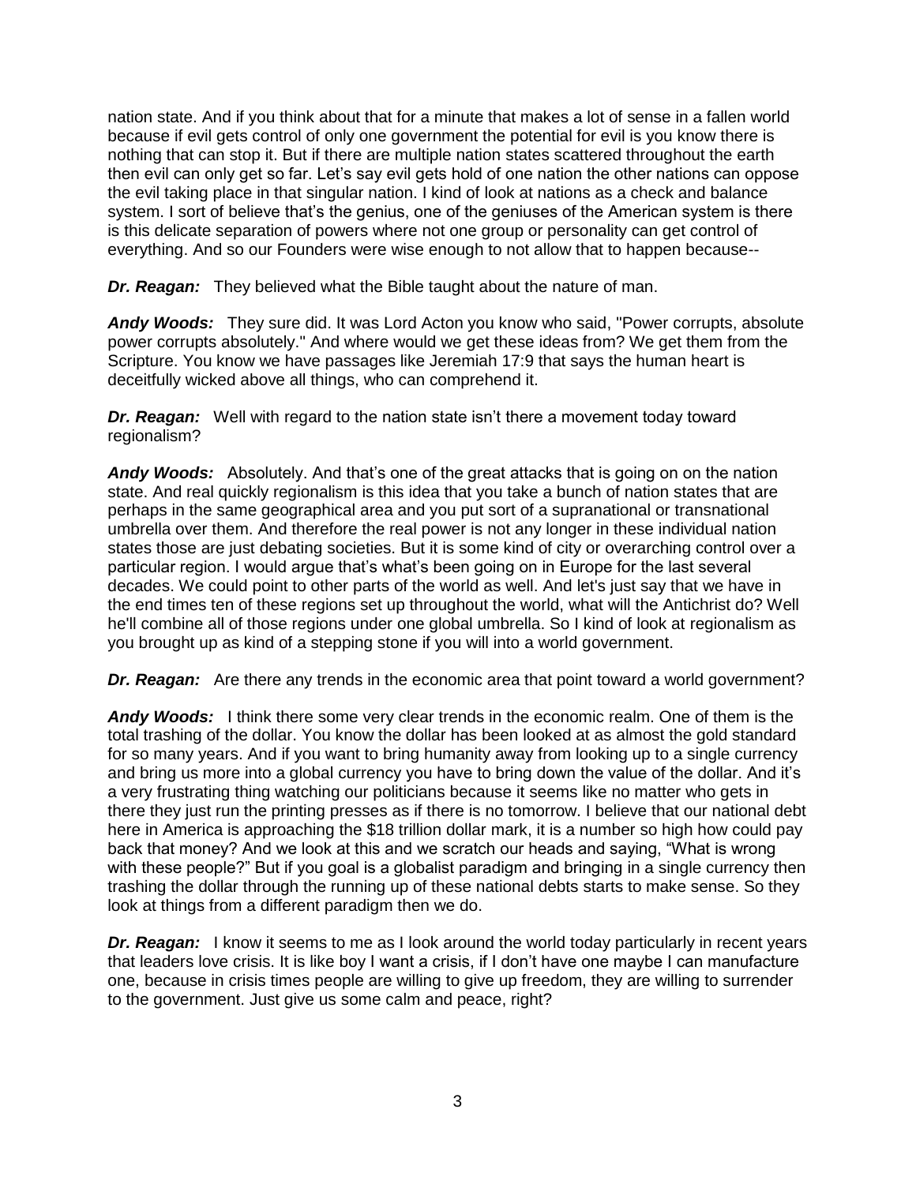nation state. And if you think about that for a minute that makes a lot of sense in a fallen world because if evil gets control of only one government the potential for evil is you know there is nothing that can stop it. But if there are multiple nation states scattered throughout the earth then evil can only get so far. Let's say evil gets hold of one nation the other nations can oppose the evil taking place in that singular nation. I kind of look at nations as a check and balance system. I sort of believe that's the genius, one of the geniuses of the American system is there is this delicate separation of powers where not one group or personality can get control of everything. And so our Founders were wise enough to not allow that to happen because--

***Dr. Reagan:*** They believed what the Bible taught about the nature of man.

***Andy Woods:*** They sure did. It was Lord Acton you know who said, "Power corrupts, absolute power corrupts absolutely." And where would we get these ideas from? We get them from the Scripture. You know we have passages like Jeremiah 17:9 that says the human heart is deceitfully wicked above all things, who can comprehend it.

***Dr. Reagan:*** Well with regard to the nation state isn't there a movement today toward regionalism?

***Andy Woods:*** Absolutely. And that's one of the great attacks that is going on on the nation state. And real quickly regionalism is this idea that you take a bunch of nation states that are perhaps in the same geographical area and you put sort of a supranational or transnational umbrella over them. And therefore the real power is not any longer in these individual nation states those are just debating societies. But it is some kind of city or overarching control over a particular region. I would argue that's what's been going on in Europe for the last several decades. We could point to other parts of the world as well. And let's just say that we have in the end times ten of these regions set up throughout the world, what will the Antichrist do? Well he'll combine all of those regions under one global umbrella. So I kind of look at regionalism as you brought up as kind of a stepping stone if you will into a world government.

***Dr. Reagan:*** Are there any trends in the economic area that point toward a world government?

***Andy Woods:*** I think there some very clear trends in the economic realm. One of them is the total trashing of the dollar. You know the dollar has been looked at as almost the gold standard for so many years. And if you want to bring humanity away from looking up to a single currency and bring us more into a global currency you have to bring down the value of the dollar. And it's a very frustrating thing watching our politicians because it seems like no matter who gets in there they just run the printing presses as if there is no tomorrow. I believe that our national debt here in America is approaching the $18 trillion dollar mark, it is a number so high how could pay back that money? And we look at this and we scratch our heads and saying, "What is wrong with these people?" But if you goal is a globalist paradigm and bringing in a single currency then trashing the dollar through the running up of these national debts starts to make sense. So they look at things from a different paradigm then we do.

***Dr. Reagan:*** I know it seems to me as I look around the world today particularly in recent years that leaders love crisis. It is like boy I want a crisis, if I don't have one maybe I can manufacture one, because in crisis times people are willing to give up freedom, they are willing to surrender to the government. Just give us some calm and peace, right?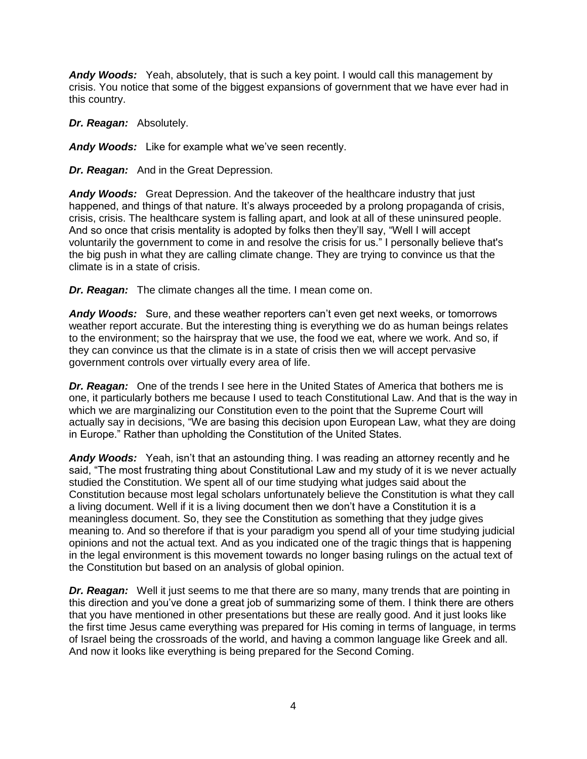***Andy Woods:*** Yeah, absolutely, that is such a key point. I would call this management by crisis. You notice that some of the biggest expansions of government that we have ever had in this country.

***Dr. Reagan:*** Absolutely.

***Andy Woods:*** Like for example what we've seen recently.

***Dr. Reagan:*** And in the Great Depression.

***Andy Woods:*** Great Depression. And the takeover of the healthcare industry that just happened, and things of that nature. It's always proceeded by a prolong propaganda of crisis, crisis, crisis. The healthcare system is falling apart, and look at all of these uninsured people. And so once that crisis mentality is adopted by folks then they'll say, "Well I will accept voluntarily the government to come in and resolve the crisis for us." I personally believe that's the big push in what they are calling climate change. They are trying to convince us that the climate is in a state of crisis.

***Dr. Reagan:*** The climate changes all the time. I mean come on.

***Andy Woods:*** Sure, and these weather reporters can't even get next weeks, or tomorrows weather report accurate. But the interesting thing is everything we do as human beings relates to the environment; so the hairspray that we use, the food we eat, where we work. And so, if they can convince us that the climate is in a state of crisis then we will accept pervasive government controls over virtually every area of life.

***Dr. Reagan:*** One of the trends I see here in the United States of America that bothers me is one, it particularly bothers me because I used to teach Constitutional Law. And that is the way in which we are marginalizing our Constitution even to the point that the Supreme Court will actually say in decisions, "We are basing this decision upon European Law, what they are doing in Europe." Rather than upholding the Constitution of the United States.

***Andy Woods:*** Yeah, isn't that an astounding thing. I was reading an attorney recently and he said, "The most frustrating thing about Constitutional Law and my study of it is we never actually studied the Constitution. We spent all of our time studying what judges said about the Constitution because most legal scholars unfortunately believe the Constitution is what they call a living document. Well if it is a living document then we don't have a Constitution it is a meaningless document. So, they see the Constitution as something that they judge gives meaning to. And so therefore if that is your paradigm you spend all of your time studying judicial opinions and not the actual text. And as you indicated one of the tragic things that is happening in the legal environment is this movement towards no longer basing rulings on the actual text of the Constitution but based on an analysis of global opinion.

***Dr. Reagan:*** Well it just seems to me that there are so many, many trends that are pointing in this direction and you've done a great job of summarizing some of them. I think there are others that you have mentioned in other presentations but these are really good. And it just looks like the first time Jesus came everything was prepared for His coming in terms of language, in terms of Israel being the crossroads of the world, and having a common language like Greek and all. And now it looks like everything is being prepared for the Second Coming.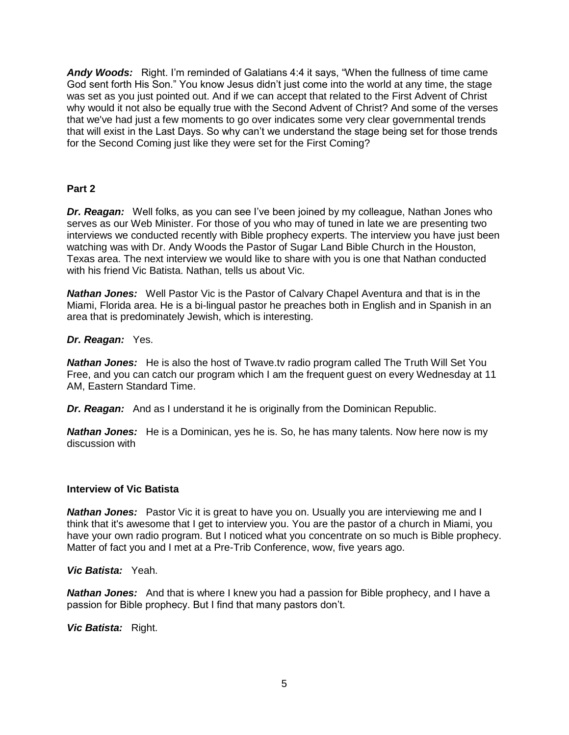***Andy Woods:*** Right. I'm reminded of Galatians 4:4 it says, "When the fullness of time came God sent forth His Son." You know Jesus didn't just come into the world at any time, the stage was set as you just pointed out. And if we can accept that related to the First Advent of Christ why would it not also be equally true with the Second Advent of Christ? And some of the verses that we've had just a few moments to go over indicates some very clear governmental trends that will exist in the Last Days. So why can't we understand the stage being set for those trends for the Second Coming just like they were set for the First Coming?

**Part 2**

***Dr. Reagan:*** Well folks, as you can see I've been joined by my colleague, Nathan Jones who serves as our Web Minister. For those of you who may of tuned in late we are presenting two interviews we conducted recently with Bible prophecy experts. The interview you have just been watching was with Dr. Andy Woods the Pastor of Sugar Land Bible Church in the Houston, Texas area. The next interview we would like to share with you is one that Nathan conducted with his friend Vic Batista. Nathan, tells us about Vic.

***Nathan Jones:*** Well Pastor Vic is the Pastor of Calvary Chapel Aventura and that is in the Miami, Florida area. He is a bi-lingual pastor he preaches both in English and in Spanish in an area that is predominately Jewish, which is interesting.

***Dr. Reagan:*** Yes.

***Nathan Jones:*** He is also the host of Twave.tv radio program called The Truth Will Set You Free, and you can catch our program which I am the frequent guest on every Wednesday at 11 AM, Eastern Standard Time.

***Dr. Reagan:*** And as I understand it he is originally from the Dominican Republic.

***Nathan Jones:*** He is a Dominican, yes he is. So, he has many talents. Now here now is my discussion with

**Interview of Vic Batista**

***Nathan Jones:*** Pastor Vic it is great to have you on. Usually you are interviewing me and I think that it's awesome that I get to interview you. You are the pastor of a church in Miami, you have your own radio program. But I noticed what you concentrate on so much is Bible prophecy. Matter of fact you and I met at a Pre-Trib Conference, wow, five years ago.

***Vic Batista:*** Yeah.

***Nathan Jones:*** And that is where I knew you had a passion for Bible prophecy, and I have a passion for Bible prophecy. But I find that many pastors don't.

***Vic Batista:*** Right.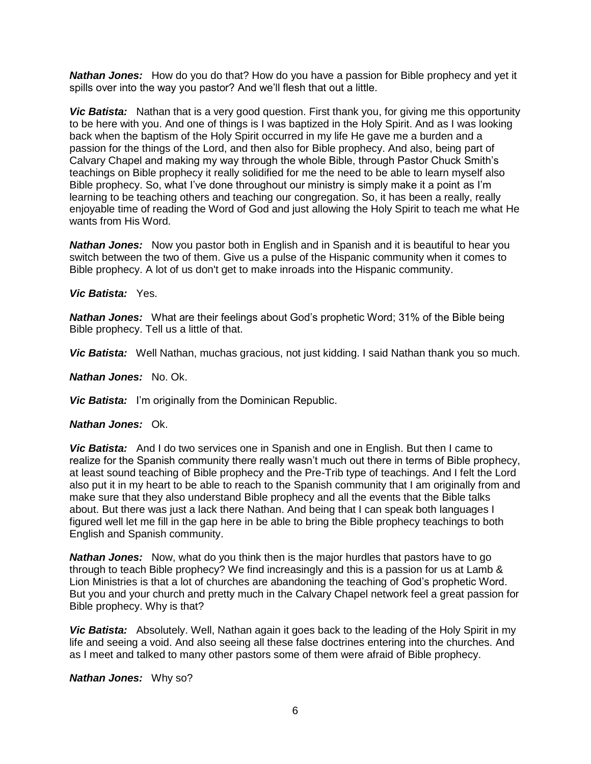***Nathan Jones:*** How do you do that? How do you have a passion for Bible prophecy and yet it spills over into the way you pastor? And we'll flesh that out a little.

***Vic Batista:*** Nathan that is a very good question. First thank you, for giving me this opportunity to be here with you. And one of things is I was baptized in the Holy Spirit. And as I was looking back when the baptism of the Holy Spirit occurred in my life He gave me a burden and a passion for the things of the Lord, and then also for Bible prophecy. And also, being part of Calvary Chapel and making my way through the whole Bible, through Pastor Chuck Smith's teachings on Bible prophecy it really solidified for me the need to be able to learn myself also Bible prophecy. So, what I've done throughout our ministry is simply make it a point as I'm learning to be teaching others and teaching our congregation. So, it has been a really, really enjoyable time of reading the Word of God and just allowing the Holy Spirit to teach me what He wants from His Word.

***Nathan Jones:*** Now you pastor both in English and in Spanish and it is beautiful to hear you switch between the two of them. Give us a pulse of the Hispanic community when it comes to Bible prophecy. A lot of us don't get to make inroads into the Hispanic community.

***Vic Batista:*** Yes.

***Nathan Jones:*** What are their feelings about God's prophetic Word; 31% of the Bible being Bible prophecy. Tell us a little of that.

***Vic Batista:*** Well Nathan, muchas gracious, not just kidding. I said Nathan thank you so much.

***Nathan Jones:*** No. Ok.

***Vic Batista:*** I'm originally from the Dominican Republic.

***Nathan Jones:*** Ok.

***Vic Batista:*** And I do two services one in Spanish and one in English. But then I came to realize for the Spanish community there really wasn't much out there in terms of Bible prophecy, at least sound teaching of Bible prophecy and the Pre-Trib type of teachings. And I felt the Lord also put it in my heart to be able to reach to the Spanish community that I am originally from and make sure that they also understand Bible prophecy and all the events that the Bible talks about. But there was just a lack there Nathan. And being that I can speak both languages I figured well let me fill in the gap here in be able to bring the Bible prophecy teachings to both English and Spanish community.

***Nathan Jones:*** Now, what do you think then is the major hurdles that pastors have to go through to teach Bible prophecy? We find increasingly and this is a passion for us at Lamb & Lion Ministries is that a lot of churches are abandoning the teaching of God's prophetic Word. But you and your church and pretty much in the Calvary Chapel network feel a great passion for Bible prophecy. Why is that?

***Vic Batista:*** Absolutely. Well, Nathan again it goes back to the leading of the Holy Spirit in my life and seeing a void. And also seeing all these false doctrines entering into the churches. And as I meet and talked to many other pastors some of them were afraid of Bible prophecy.

***Nathan Jones:*** Why so?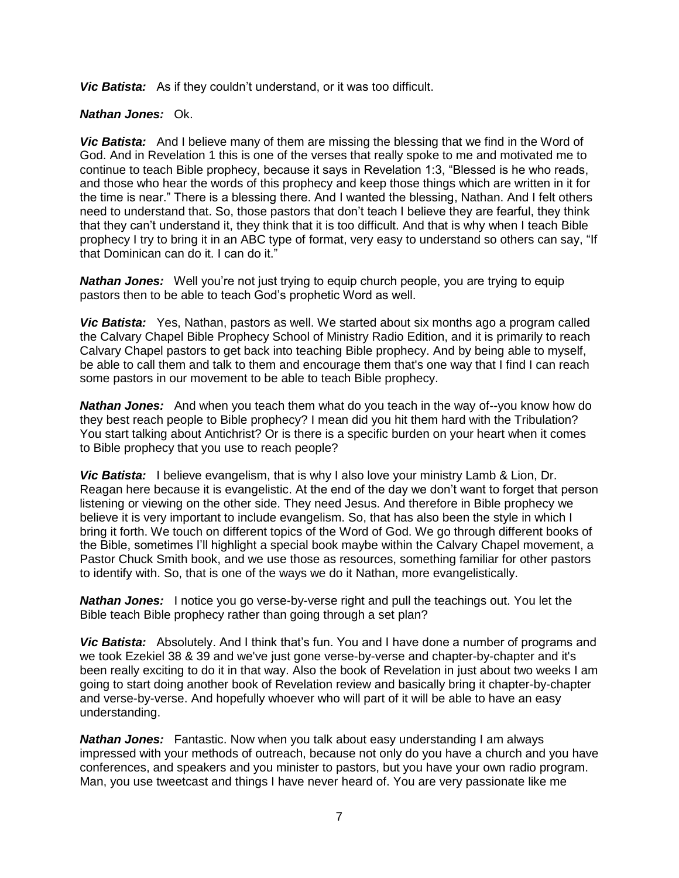***Vic Batista:*** As if they couldn't understand, or it was too difficult.

***Nathan Jones:*** Ok.

***Vic Batista:*** And I believe many of them are missing the blessing that we find in the Word of God. And in Revelation 1 this is one of the verses that really spoke to me and motivated me to continue to teach Bible prophecy, because it says in Revelation 1:3, "Blessed is he who reads, and those who hear the words of this prophecy and keep those things which are written in it for the time is near." There is a blessing there. And I wanted the blessing, Nathan. And I felt others need to understand that. So, those pastors that don't teach I believe they are fearful, they think that they can't understand it, they think that it is too difficult. And that is why when I teach Bible prophecy I try to bring it in an ABC type of format, very easy to understand so others can say, "If that Dominican can do it. I can do it."

***Nathan Jones:*** Well you're not just trying to equip church people, you are trying to equip pastors then to be able to teach God's prophetic Word as well.

***Vic Batista:*** Yes, Nathan, pastors as well. We started about six months ago a program called the Calvary Chapel Bible Prophecy School of Ministry Radio Edition, and it is primarily to reach Calvary Chapel pastors to get back into teaching Bible prophecy. And by being able to myself, be able to call them and talk to them and encourage them that's one way that I find I can reach some pastors in our movement to be able to teach Bible prophecy.

***Nathan Jones:*** And when you teach them what do you teach in the way of--you know how do they best reach people to Bible prophecy? I mean did you hit them hard with the Tribulation? You start talking about Antichrist? Or is there is a specific burden on your heart when it comes to Bible prophecy that you use to reach people?

***Vic Batista:*** I believe evangelism, that is why I also love your ministry Lamb & Lion, Dr. Reagan here because it is evangelistic. At the end of the day we don't want to forget that person listening or viewing on the other side. They need Jesus. And therefore in Bible prophecy we believe it is very important to include evangelism. So, that has also been the style in which I bring it forth. We touch on different topics of the Word of God. We go through different books of the Bible, sometimes I'll highlight a special book maybe within the Calvary Chapel movement, a Pastor Chuck Smith book, and we use those as resources, something familiar for other pastors to identify with. So, that is one of the ways we do it Nathan, more evangelistically.

***Nathan Jones:*** I notice you go verse-by-verse right and pull the teachings out. You let the Bible teach Bible prophecy rather than going through a set plan?

***Vic Batista:*** Absolutely. And I think that's fun. You and I have done a number of programs and we took Ezekiel 38 & 39 and we've just gone verse-by-verse and chapter-by-chapter and it's been really exciting to do it in that way. Also the book of Revelation in just about two weeks I am going to start doing another book of Revelation review and basically bring it chapter-by-chapter and verse-by-verse. And hopefully whoever who will part of it will be able to have an easy understanding.

***Nathan Jones:*** Fantastic. Now when you talk about easy understanding I am always impressed with your methods of outreach, because not only do you have a church and you have conferences, and speakers and you minister to pastors, but you have your own radio program. Man, you use tweetcast and things I have never heard of. You are very passionate like me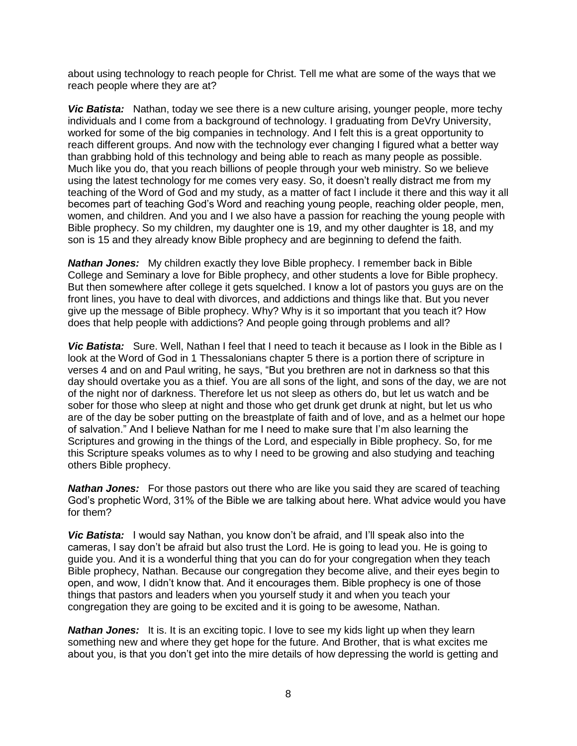about using technology to reach people for Christ. Tell me what are some of the ways that we reach people where they are at?

***Vic Batista:*** Nathan, today we see there is a new culture arising, younger people, more techy individuals and I come from a background of technology. I graduating from DeVry University, worked for some of the big companies in technology. And I felt this is a great opportunity to reach different groups. And now with the technology ever changing I figured what a better way than grabbing hold of this technology and being able to reach as many people as possible. Much like you do, that you reach billions of people through your web ministry. So we believe using the latest technology for me comes very easy. So, it doesn't really distract me from my teaching of the Word of God and my study, as a matter of fact I include it there and this way it all becomes part of teaching God's Word and reaching young people, reaching older people, men, women, and children. And you and I we also have a passion for reaching the young people with Bible prophecy. So my children, my daughter one is 19, and my other daughter is 18, and my son is 15 and they already know Bible prophecy and are beginning to defend the faith.

***Nathan Jones:*** My children exactly they love Bible prophecy. I remember back in Bible College and Seminary a love for Bible prophecy, and other students a love for Bible prophecy. But then somewhere after college it gets squelched. I know a lot of pastors you guys are on the front lines, you have to deal with divorces, and addictions and things like that. But you never give up the message of Bible prophecy. Why? Why is it so important that you teach it? How does that help people with addictions? And people going through problems and all?

***Vic Batista:*** Sure. Well, Nathan I feel that I need to teach it because as I look in the Bible as I look at the Word of God in 1 Thessalonians chapter 5 there is a portion there of scripture in verses 4 and on and Paul writing, he says, "But you brethren are not in darkness so that this day should overtake you as a thief. You are all sons of the light, and sons of the day, we are not of the night nor of darkness. Therefore let us not sleep as others do, but let us watch and be sober for those who sleep at night and those who get drunk get drunk at night, but let us who are of the day be sober putting on the breastplate of faith and of love, and as a helmet our hope of salvation." And I believe Nathan for me I need to make sure that I'm also learning the Scriptures and growing in the things of the Lord, and especially in Bible prophecy. So, for me this Scripture speaks volumes as to why I need to be growing and also studying and teaching others Bible prophecy.

***Nathan Jones:*** For those pastors out there who are like you said they are scared of teaching God's prophetic Word, 31% of the Bible we are talking about here. What advice would you have for them?

***Vic Batista:*** I would say Nathan, you know don't be afraid, and I'll speak also into the cameras, I say don't be afraid but also trust the Lord. He is going to lead you. He is going to guide you. And it is a wonderful thing that you can do for your congregation when they teach Bible prophecy, Nathan. Because our congregation they become alive, and their eyes begin to open, and wow, I didn't know that. And it encourages them. Bible prophecy is one of those things that pastors and leaders when you yourself study it and when you teach your congregation they are going to be excited and it is going to be awesome, Nathan.

***Nathan Jones:*** It is. It is an exciting topic. I love to see my kids light up when they learn something new and where they get hope for the future. And Brother, that is what excites me about you, is that you don't get into the mire details of how depressing the world is getting and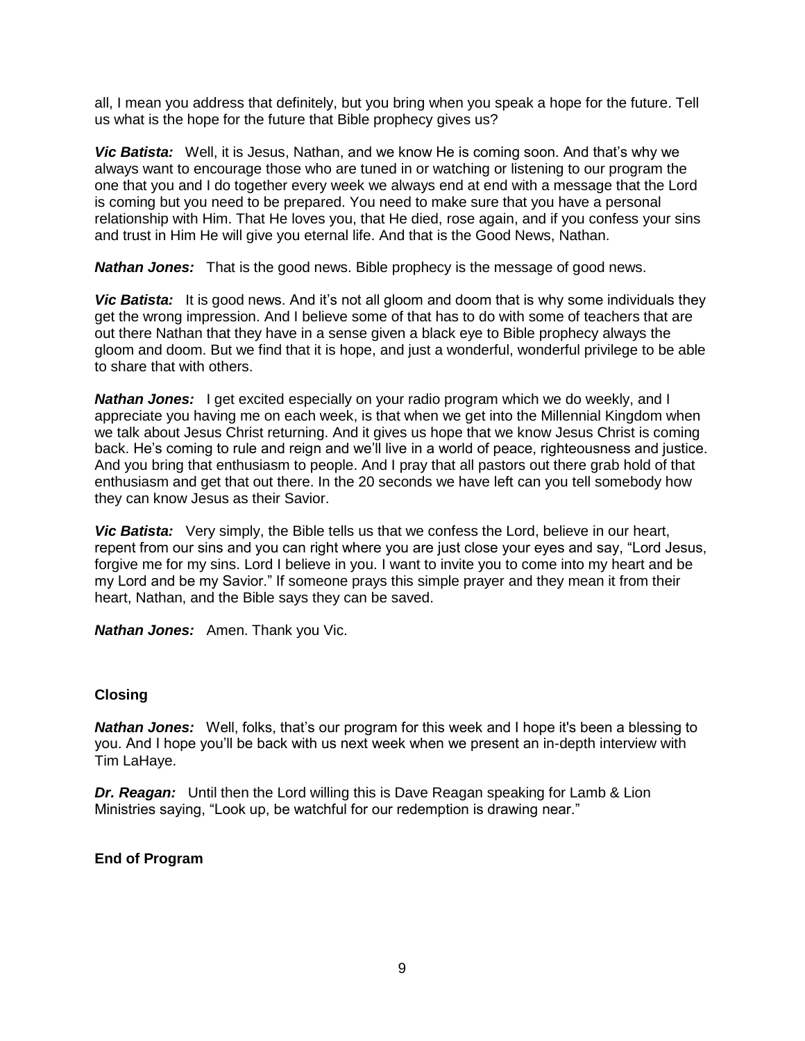all, I mean you address that definitely, but you bring when you speak a hope for the future. Tell us what is the hope for the future that Bible prophecy gives us?

***Vic Batista:*** Well, it is Jesus, Nathan, and we know He is coming soon. And that's why we always want to encourage those who are tuned in or watching or listening to our program the one that you and I do together every week we always end at end with a message that the Lord is coming but you need to be prepared. You need to make sure that you have a personal relationship with Him. That He loves you, that He died, rose again, and if you confess your sins and trust in Him He will give you eternal life. And that is the Good News, Nathan.

***Nathan Jones:*** That is the good news. Bible prophecy is the message of good news.

***Vic Batista:*** It is good news. And it's not all gloom and doom that is why some individuals they get the wrong impression. And I believe some of that has to do with some of teachers that are out there Nathan that they have in a sense given a black eye to Bible prophecy always the gloom and doom. But we find that it is hope, and just a wonderful, wonderful privilege to be able to share that with others.

***Nathan Jones:*** I get excited especially on your radio program which we do weekly, and I appreciate you having me on each week, is that when we get into the Millennial Kingdom when we talk about Jesus Christ returning. And it gives us hope that we know Jesus Christ is coming back. He's coming to rule and reign and we'll live in a world of peace, righteousness and justice. And you bring that enthusiasm to people. And I pray that all pastors out there grab hold of that enthusiasm and get that out there. In the 20 seconds we have left can you tell somebody how they can know Jesus as their Savior.

***Vic Batista:*** Very simply, the Bible tells us that we confess the Lord, believe in our heart, repent from our sins and you can right where you are just close your eyes and say, "Lord Jesus, forgive me for my sins. Lord I believe in you. I want to invite you to come into my heart and be my Lord and be my Savior." If someone prays this simple prayer and they mean it from their heart, Nathan, and the Bible says they can be saved.

***Nathan Jones:*** Amen. Thank you Vic.

**Closing**

***Nathan Jones:*** Well, folks, that's our program for this week and I hope it's been a blessing to you. And I hope you'll be back with us next week when we present an in-depth interview with Tim LaHaye.

***Dr. Reagan:*** Until then the Lord willing this is Dave Reagan speaking for Lamb & Lion Ministries saying, "Look up, be watchful for our redemption is drawing near."

**End of Program**